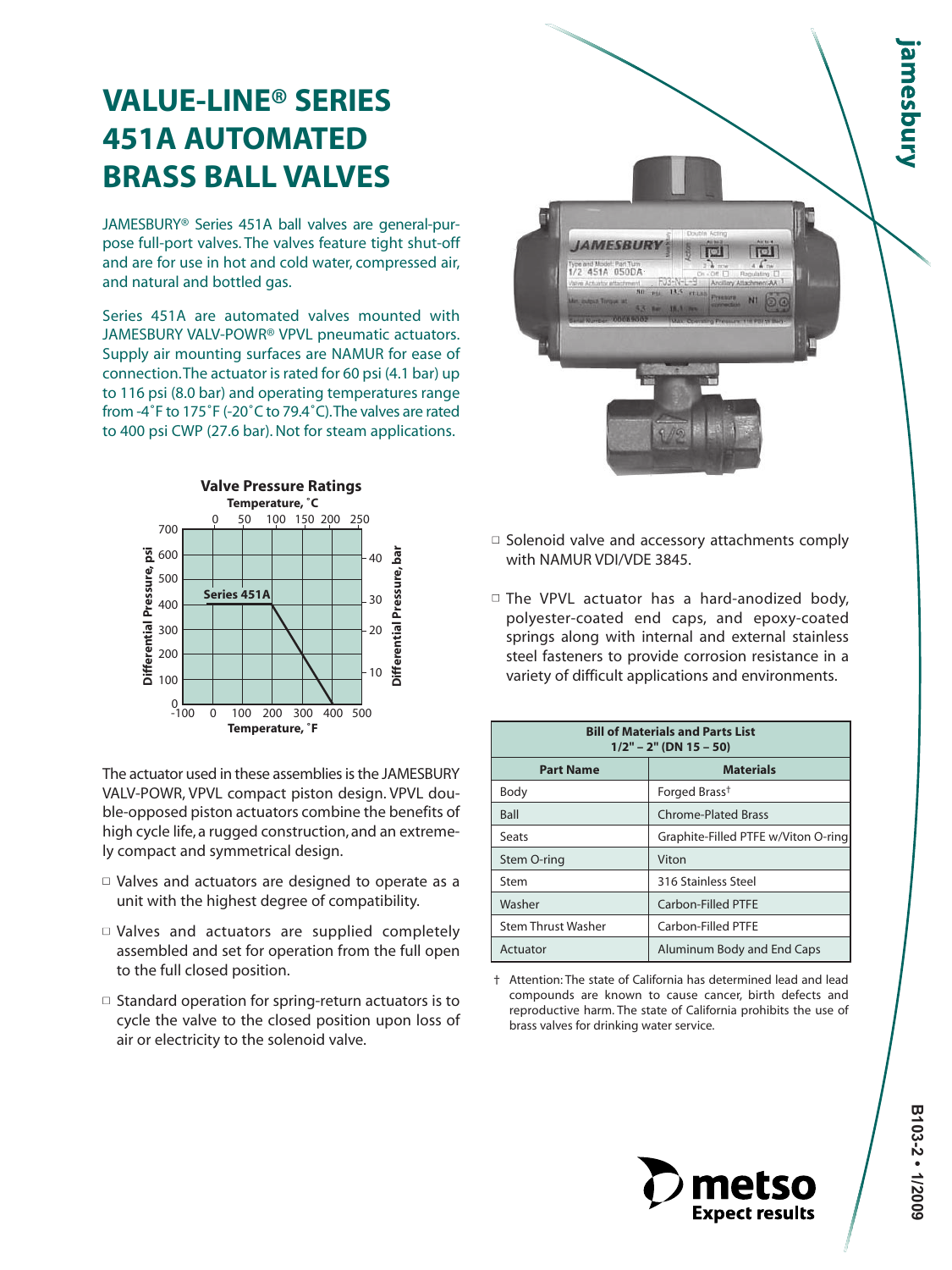# VALUE-LINE® SERIES 451A AUTOMATED BRASS BALL VALVES

JAMESBURY® Series 451A ball valves are general-purpose full-port valves. The valves feature tight shut-off and are for use in hot and cold water, compressed air, and natural and bottled gas.

Series 451A are automated valves mounted with JAMESBURY VALV-POWR® VPVL pneumatic actuators. Supply air mounting surfaces are NAMUR for ease of connection. The actuator is rated for 60 psi (4.1 bar) up to 116 psi (8.0 bar) and operating temperatures range from -4˚F to 175˚F (-20˚C to 79.4˚C). The valves are rated to 400 psi CWP (27.6 bar). Not for steam applications.

**Valve Pressure Ratings**

The actuator used in these assemblies is the JAMESBURY VALV-POWR, VPVL compact piston design. VPVL double-opposed piston actuators combine the benefits of high cycle life, a rugged construction, and an extremely compact and symmetrical design.

- Valves and actuators are designed to operate as a unit with the highest degree of compatibility.
- Valves and actuators are supplied completely assembled and set for operation from the full open to the full closed position.
- Standard operation for spring-return actuators is to cycle the valve to the closed position upon loss of air or electricity to the solenoid valve.
- Solenoid valve and accessory attachments comply with NAMUR VDI/VDE 3845.
- The VPVL actuator has a hard-anodized body, polyester-coated end caps, and epoxy-coated springs along with internal and external stainless steel fasteners to provide corrosion resistance in a variety of difficult applications and environments.

**Bill of Materials and Parts List 1/2" – 2" (DN 15 – 50)**

| Part Name | Materials |
|---|---|
| Body | Forged Brass† |
| Ball | Chrome-Plated Brass |
| Seats | Graphite-Filled PTFE w/Viton O-ring |
| Stem O-ring | Viton |
| Stem | 316 Stainless Steel |
| Washer | Carbon-Filled PTFE |
| Stem Thrust Washer | Carbon-Filled PTFE |
| Actuator | Aluminum Body and End Caps |

† Attention: The state of California has determined lead and lead compounds are known to cause cancer, birth defects and reproductive harm. The state of California prohibits the use of brass valves for drinking water service.

metso
Expect results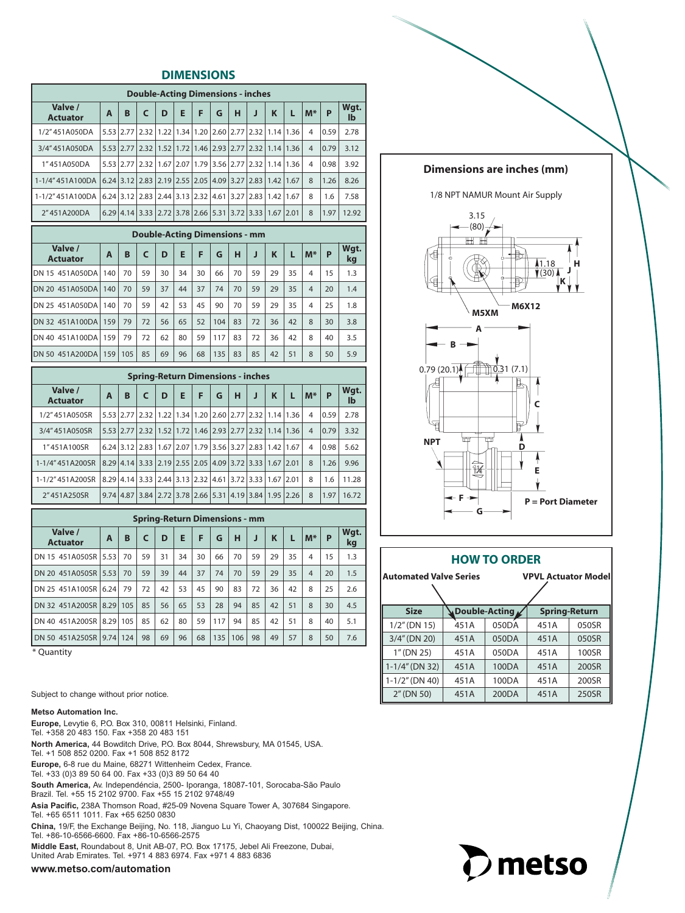## DIMENSIONS

| Double-Acting Dimensions - inches | | | | | | | | | | | | | | |
|---|---|---|---|---|---|---|---|---|---|---|---|---|---|---|
| Valve / Actuator | A | B | C | D | E | F | G | H | J | K | L | M* | P | Wgt. lb |
| 1/2" 451A050DA | 5.53 | 2.77 | 2.32 | 1.22 | 1.34 | 1.20 | 2.60 | 2.77 | 2.32 | 1.14 | 1.36 | 4 | 0.59 | 2.78 |
| 3/4" 451A050DA | 5.53 | 2.77 | 2.32 | 1.52 | 1.72 | 1.46 | 2.93 | 2.77 | 2.32 | 1.14 | 1.36 | 4 | 0.79 | 3.12 |
| 1" 451A050DA | 5.53 | 2.77 | 2.32 | 1.67 | 2.07 | 1.79 | 3.56 | 2.77 | 2.32 | 1.14 | 1.36 | 4 | 0.98 | 3.92 |
| 1-1/4" 451A100DA | 6.24 | 3.12 | 2.83 | 2.19 | 2.55 | 2.05 | 4.09 | 3.27 | 2.83 | 1.42 | 1.67 | 8 | 1.26 | 8.26 |
| 1-1/2" 451A100DA | 6.24 | 3.12 | 2.83 | 2.44 | 3.13 | 2.32 | 4.61 | 3.27 | 2.83 | 1.42 | 1.67 | 8 | 1.6 | 7.58 |
| 2" 451A200DA | 6.29 | 4.14 | 3.33 | 2.72 | 3.78 | 2.66 | 5.31 | 3.72 | 3.33 | 1.67 | 2.01 | 8 | 1.97 | 12.92 |

| Double-Acting Dimensions - mm | | | | | | | | | | | | | | |
|---|---|---|---|---|---|---|---|---|---|---|---|---|---|---|
| Valve / Actuator | A | B | C | D | E | F | G | H | J | K | L | M* | P | Wgt. kg |
| DN 15 451A050DA | 140 | 70 | 59 | 30 | 34 | 30 | 66 | 70 | 59 | 29 | 35 | 4 | 15 | 1.3 |
| DN 20 451A050DA | 140 | 70 | 59 | 37 | 44 | 37 | 74 | 70 | 59 | 29 | 35 | 4 | 20 | 1.4 |
| DN 25 451A050DA | 140 | 70 | 59 | 42 | 53 | 45 | 90 | 70 | 59 | 29 | 35 | 4 | 25 | 1.8 |
| DN 32 451A100DA | 159 | 79 | 72 | 56 | 65 | 52 | 104 | 83 | 72 | 36 | 42 | 8 | 30 | 3.8 |
| DN 40 451A100DA | 159 | 79 | 72 | 62 | 80 | 59 | 117 | 83 | 72 | 36 | 42 | 8 | 40 | 3.5 |
| DN 50 451A200DA | 159 | 105 | 85 | 69 | 96 | 68 | 135 | 83 | 85 | 42 | 51 | 8 | 50 | 5.9 |

| Spring-Return Dimensions - inches | | | | | | | | | | | | | | |
|---|---|---|---|---|---|---|---|---|---|---|---|---|---|---|
| Valve / Actuator | A | B | C | D | E | F | G | H | J | K | L | M* | P | Wgt. lb |
| 1/2" 451A050SR | 5.53 | 2.77 | 2.32 | 1.22 | 1.34 | 1.20 | 2.60 | 2.77 | 2.32 | 1.14 | 1.36 | 4 | 0.59 | 2.78 |
| 3/4" 451A050SR | 5.53 | 2.77 | 2.32 | 1.52 | 1.72 | 1.46 | 2.93 | 2.77 | 2.32 | 1.14 | 1.36 | 4 | 0.79 | 3.32 |
| 1" 451A100SR | 6.24 | 3.12 | 2.83 | 1.67 | 2.07 | 1.79 | 3.56 | 3.27 | 2.83 | 1.42 | 1.67 | 4 | 0.98 | 5.62 |
| 1-1/4" 451A200SR | 8.29 | 4.14 | 3.33 | 2.19 | 2.55 | 2.05 | 4.09 | 3.72 | 3.33 | 1.67 | 2.01 | 8 | 1.26 | 9.96 |
| 1-1/2" 451A200SR | 8.29 | 4.14 | 3.33 | 2.44 | 3.13 | 2.32 | 4.61 | 3.72 | 3.33 | 1.67 | 2.01 | 8 | 1.6 | 11.28 |
| 2" 451A250SR | 9.74 | 4.87 | 3.84 | 2.72 | 3.78 | 2.66 | 5.31 | 4.19 | 3.84 | 1.95 | 2.26 | 8 | 1.97 | 16.72 |

| Spring-Return Dimensions - mm | | | | | | | | | | | | | | |
|---|---|---|---|---|---|---|---|---|---|---|---|---|---|---|
| Valve / Actuator | A | B | C | D | E | F | G | H | J | K | L | M* | P | Wgt. kg |
| DN 15 451A050SR | 5.53 | 70 | 59 | 31 | 34 | 30 | 66 | 70 | 59 | 29 | 35 | 4 | 15 | 1.3 |
| DN 20 451A050SR | 5.53 | 70 | 59 | 39 | 44 | 37 | 74 | 70 | 59 | 29 | 35 | 4 | 20 | 1.5 |
| DN 25 451A100SR | 6.24 | 79 | 72 | 42 | 53 | 45 | 90 | 83 | 72 | 36 | 42 | 8 | 25 | 2.6 |
| DN 32 451A200SR | 8.29 | 105 | 85 | 56 | 65 | 53 | 28 | 94 | 85 | 42 | 51 | 8 | 30 | 4.5 |
| DN 40 451A200SR | 8.29 | 105 | 85 | 62 | 80 | 59 | 117 | 94 | 85 | 42 | 51 | 8 | 40 | 5.1 |
| DN 50 451A250SR | 9.74 | 124 | 98 | 69 | 96 | 68 | 135 | 106 | 98 | 49 | 57 | 8 | 50 | 7.6 |

\* Quantity

**Dimensions are inches (mm)**

1/8 NPT NAMUR Mount Air Supply

3.15 (80)
1.18 (30)
H
J
K
M5XM
M6X12
A
B
0.79 (20.1)
0.31 (7.1)
C
NPT
D
E
F
G
P = Port Diameter

## HOW TO ORDER

**Automated Valve Series** **VPVL Actuator Model**

| Size | Double-Acting | | Spring-Return | |
|---|---|---|---|---|
| 1/2" (DN 15) | 451A | 050DA | 451A | 050SR |
| 3/4" (DN 20) | 451A | 050DA | 451A | 050SR |
| 1" (DN 25) | 451A | 050DA | 451A | 100SR |
| 1-1/4" (DN 32) | 451A | 100DA | 451A | 200SR |
| 1-1/2" (DN 40) | 451A | 100DA | 451A | 200SR |
| 2" (DN 50) | 451A | 200DA | 451A | 250SR |

Subject to change without prior notice.

**Metso Automation Inc.**

**Europe,** Levytie 6, P.O. Box 310, 00811 Helsinki, Finland.
Tel. +358 20 483 150. Fax +358 20 483 151

**North America,** 44 Bowditch Drive, P.O. Box 8044, Shrewsbury, MA 01545, USA.
Tel. +1 508 852 0200. Fax +1 508 852 8172

**Europe,** 6-8 rue du Maine, 68271 Wittenheim Cedex, France.
Tel. +33 (0)3 89 50 64 00. Fax +33 (0)3 89 50 64 40

**South America,** Av. Independência, 2500- Iporanga, 18087-101, Sorocaba-São Paulo
Brazil. Tel. +55 15 2102 9700. Fax +55 15 2102 9748/49

**Asia Pacific,** 238A Thomson Road, #25-09 Novena Square Tower A, 307684 Singapore.
Tel. +65 6511 1011. Fax +65 6250 0830

**China,** 19/F, the Exchange Beijing, No. 118, Jianguo Lu Yi, Chaoyang Dist, 100022 Beijing, China.
Tel. +86-10-6566-6600. Fax +86-10-6566-2575

**Middle East,** Roundabout 8, Unit AB-07, P.O. Box 17175, Jebel Ali Freezone, Dubai,
United Arab Emirates. Tel. +971 4 883 6974. Fax +971 4 883 6836

**www.metso.com/automation**

metso